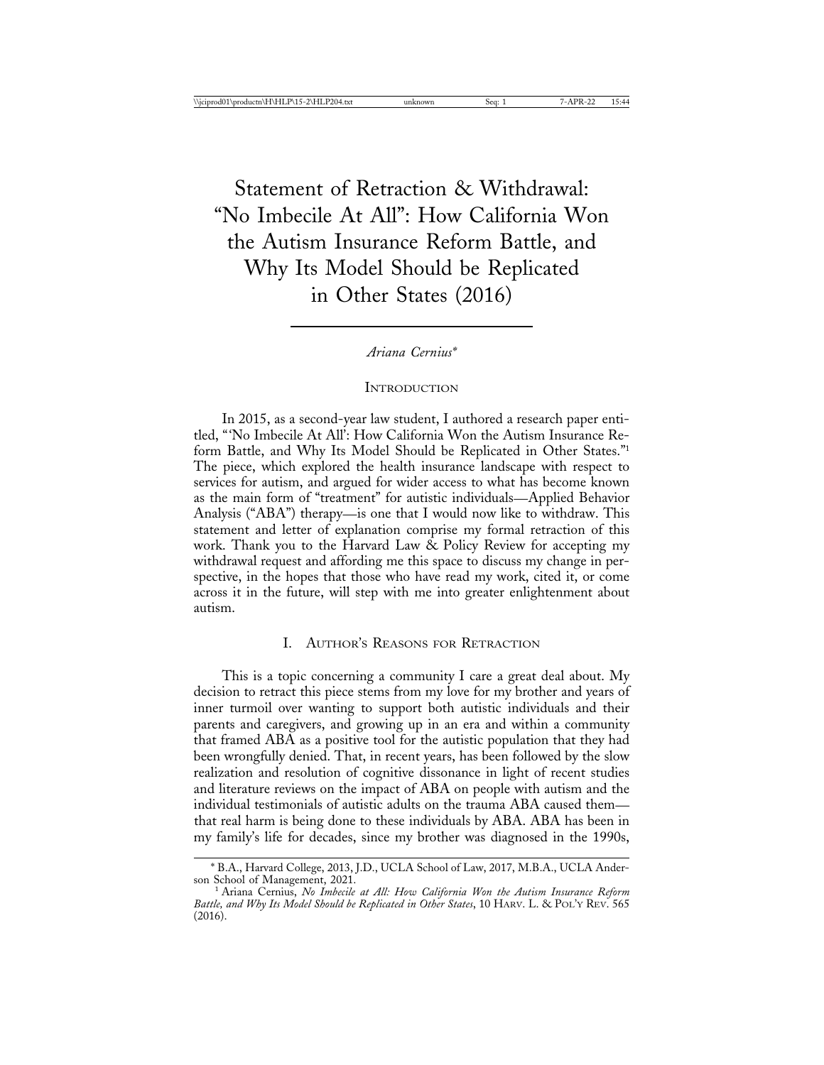# Statement of Retraction & Withdrawal: "No Imbecile At All": How California Won the Autism Insurance Reform Battle, and Why Its Model Should be Replicated in Other States (2016)

*Ariana Cernius**

## Introduction

In 2015, as a second-year law student, I authored a research paper entitled, "'No Imbecile At All': How California Won the Autism Insurance Reform Battle, and Why Its Model Should be Replicated in Other States."[1] The piece, which explored the health insurance landscape with respect to services for autism, and argued for wider access to what has become known as the main form of "treatment" for autistic individuals—Applied Behavior Analysis ("ABA") therapy—is one that I would now like to withdraw. This statement and letter of explanation comprise my formal retraction of this work. Thank you to the Harvard Law & Policy Review for accepting my withdrawal request and affording me this space to discuss my change in perspective, in the hopes that those who have read my work, cited it, or come across it in the future, will step with me into greater enlightenment about autism.

## I. Author's Reasons for Retraction

This is a topic concerning a community I care a great deal about. My decision to retract this piece stems from my love for my brother and years of inner turmoil over wanting to support both autistic individuals and their parents and caregivers, and growing up in an era and within a community that framed ABA as a positive tool for the autistic population that they had been wrongfully denied. That, in recent years, has been followed by the slow realization and resolution of cognitive dissonance in light of recent studies and literature reviews on the impact of ABA on people with autism and the individual testimonials of autistic adults on the trauma ABA caused them—that real harm is being done to these individuals by ABA. ABA has been in my family's life for decades, since my brother was diagnosed in the 1990s,

---

\* B.A., Harvard College, 2013, J.D., UCLA School of Law, 2017, M.B.A., UCLA Anderson School of Management, 2021.

[1] Ariana Cernius, *No Imbecile at All: How California Won the Autism Insurance Reform Battle, and Why Its Model Should be Replicated in Other States*, 10 Harv. L. & Pol'y Rev. 565 (2016).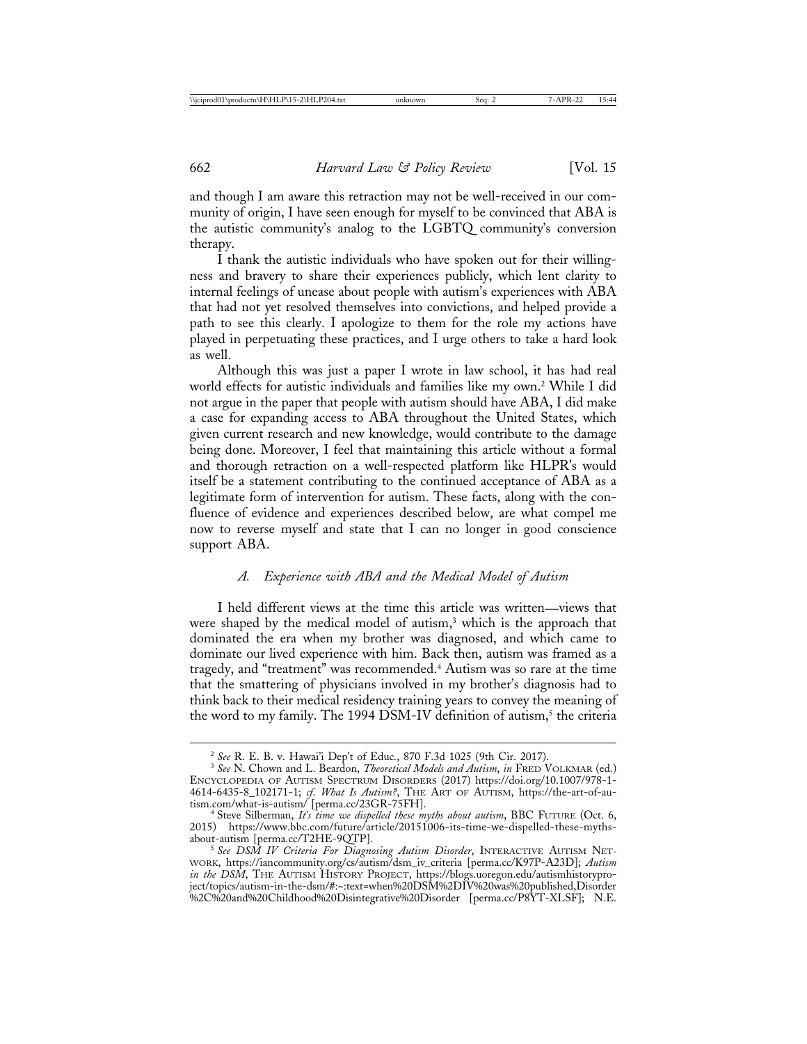and though I am aware this retraction may not be well-received in our community of origin, I have seen enough for myself to be convinced that ABA is the autistic community's analog to the LGBTQ community's conversion therapy.

I thank the autistic individuals who have spoken out for their willingness and bravery to share their experiences publicly, which lent clarity to internal feelings of unease about people with autism's experiences with ABA that had not yet resolved themselves into convictions, and helped provide a path to see this clearly. I apologize to them for the role my actions have played in perpetuating these practices, and I urge others to take a hard look as well.

Although this was just a paper I wrote in law school, it has had real world effects for autistic individuals and families like my own.[2] While I did not argue in the paper that people with autism should have ABA, I did make a case for expanding access to ABA throughout the United States, which given current research and new knowledge, would contribute to the damage being done. Moreover, I feel that maintaining this article without a formal and thorough retraction on a well-respected platform like HLPR's would itself be a statement contributing to the continued acceptance of ABA as a legitimate form of intervention for autism. These facts, along with the confluence of evidence and experiences described below, are what compel me now to reverse myself and state that I can no longer in good conscience support ABA.

### *A. Experience with ABA and the Medical Model of Autism*

I held different views at the time this article was written—views that were shaped by the medical model of autism,[3] which is the approach that dominated the era when my brother was diagnosed, and which came to dominate our lived experience with him. Back then, autism was framed as a tragedy, and "treatment" was recommended.[4] Autism was so rare at the time that the smattering of physicians involved in my brother's diagnosis had to think back to their medical residency training years to convey the meaning of the word to my family. The 1994 DSM-IV definition of autism,[5] the criteria

---

[2] *See* R. E. B. v. Hawai'i Dep't of Educ., 870 F.3d 1025 (9th Cir. 2017).

[3] *See* N. Chown and L. Beardon, *Theoretical Models and Autism*, *in* FRED VOLKMAR (ed.) ENCYCLOPEDIA OF AUTISM SPECTRUM DISORDERS (2017) https://doi.org/10.1007/978-1-4614-6435-8_102171-1; *cf. What Is Autism?*, THE ART OF AUTISM, https://the-art-of-autism.com/what-is-autism/ [perma.cc/23GR-75FH].

[4] Steve Silberman, *It's time we dispelled these myths about autism*, BBC FUTURE (Oct. 6, 2015) https://www.bbc.com/future/article/20151006-its-time-we-dispelled-these-myths-about-autism [perma.cc/T2HE-9QTP].

[5] *See DSM IV Criteria For Diagnosing Autism Disorder*, INTERACTIVE AUTISM NETWORK, https://iancommunity.org/cs/autism/dsm_iv_criteria [perma.cc/K97P-A23D]; *Autism in the DSM*, THE AUTISM HISTORY PROJECT, https://blogs.uoregon.edu/autismhistoryproject/topics/autism-in-the-dsm/#:~:text=when%20DSM%2DIV%20was%20published,Disorder%2C%20and%20Childhood%20Disintegrative%20Disorder [perma.cc/P8YT-XLSF]; N.E.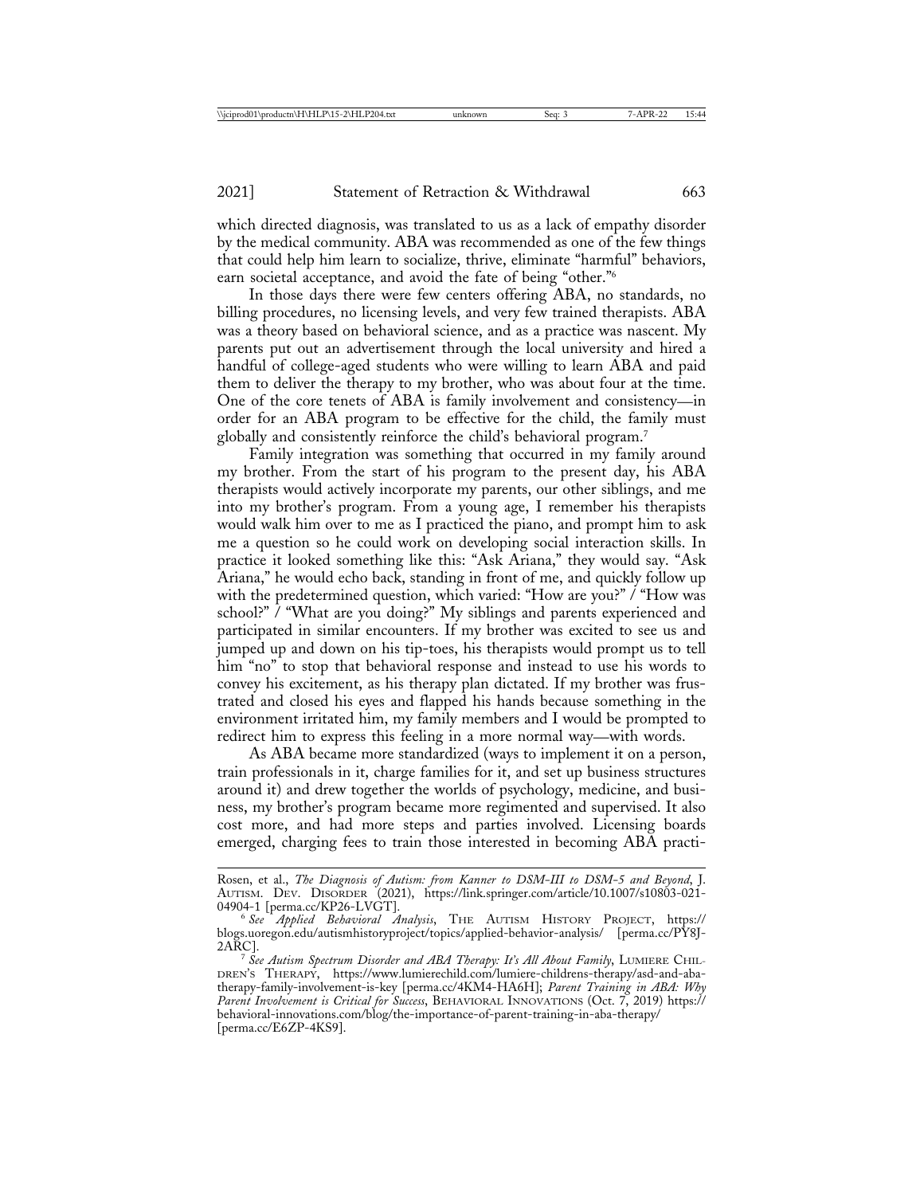which directed diagnosis, was translated to us as a lack of empathy disorder by the medical community. ABA was recommended as one of the few things that could help him learn to socialize, thrive, eliminate "harmful" behaviors, earn societal acceptance, and avoid the fate of being "other."[6]

In those days there were few centers offering ABA, no standards, no billing procedures, no licensing levels, and very few trained therapists. ABA was a theory based on behavioral science, and as a practice was nascent. My parents put out an advertisement through the local university and hired a handful of college-aged students who were willing to learn ABA and paid them to deliver the therapy to my brother, who was about four at the time. One of the core tenets of ABA is family involvement and consistency—in order for an ABA program to be effective for the child, the family must globally and consistently reinforce the child's behavioral program.[7]

Family integration was something that occurred in my family around my brother. From the start of his program to the present day, his ABA therapists would actively incorporate my parents, our other siblings, and me into my brother's program. From a young age, I remember his therapists would walk him over to me as I practiced the piano, and prompt him to ask me a question so he could work on developing social interaction skills. In practice it looked something like this: "Ask Ariana," they would say. "Ask Ariana," he would echo back, standing in front of me, and quickly follow up with the predetermined question, which varied: "How are you?" / "How was school?" / "What are you doing?" My siblings and parents experienced and participated in similar encounters. If my brother was excited to see us and jumped up and down on his tip-toes, his therapists would prompt us to tell him "no" to stop that behavioral response and instead to use his words to convey his excitement, as his therapy plan dictated. If my brother was frustrated and closed his eyes and flapped his hands because something in the environment irritated him, my family members and I would be prompted to redirect him to express this feeling in a more normal way—with words.

As ABA became more standardized (ways to implement it on a person, train professionals in it, charge families for it, and set up business structures around it) and drew together the worlds of psychology, medicine, and business, my brother's program became more regimented and supervised. It also cost more, and had more steps and parties involved. Licensing boards emerged, charging fees to train those interested in becoming ABA practi-

---

Rosen, et al., *The Diagnosis of Autism: from Kanner to DSM-III to DSM-5 and Beyond*, J. Autism. Dev. Disorder (2021), https://link.springer.com/article/10.1007/s10803-021-04904-1 [perma.cc/KP26-LVGT].

[6] *See Applied Behavioral Analysis*, The Autism History Project, https://blogs.uoregon.edu/autismhistoryproject/topics/applied-behavior-analysis/ [perma.cc/PY8J-2ARC].

[7] *See Autism Spectrum Disorder and ABA Therapy: It's All About Family*, Lumiere Children's Therapy, https://www.lumierechild.com/lumiere-childrens-therapy/asd-and-aba-therapy-family-involvement-is-key [perma.cc/4KM4-HA6H]; *Parent Training in ABA: Why Parent Involvement is Critical for Success*, Behavioral Innovations (Oct. 7, 2019) https://behavioral-innovations.com/blog/the-importance-of-parent-training-in-aba-therapy/ [perma.cc/E6ZP-4KS9].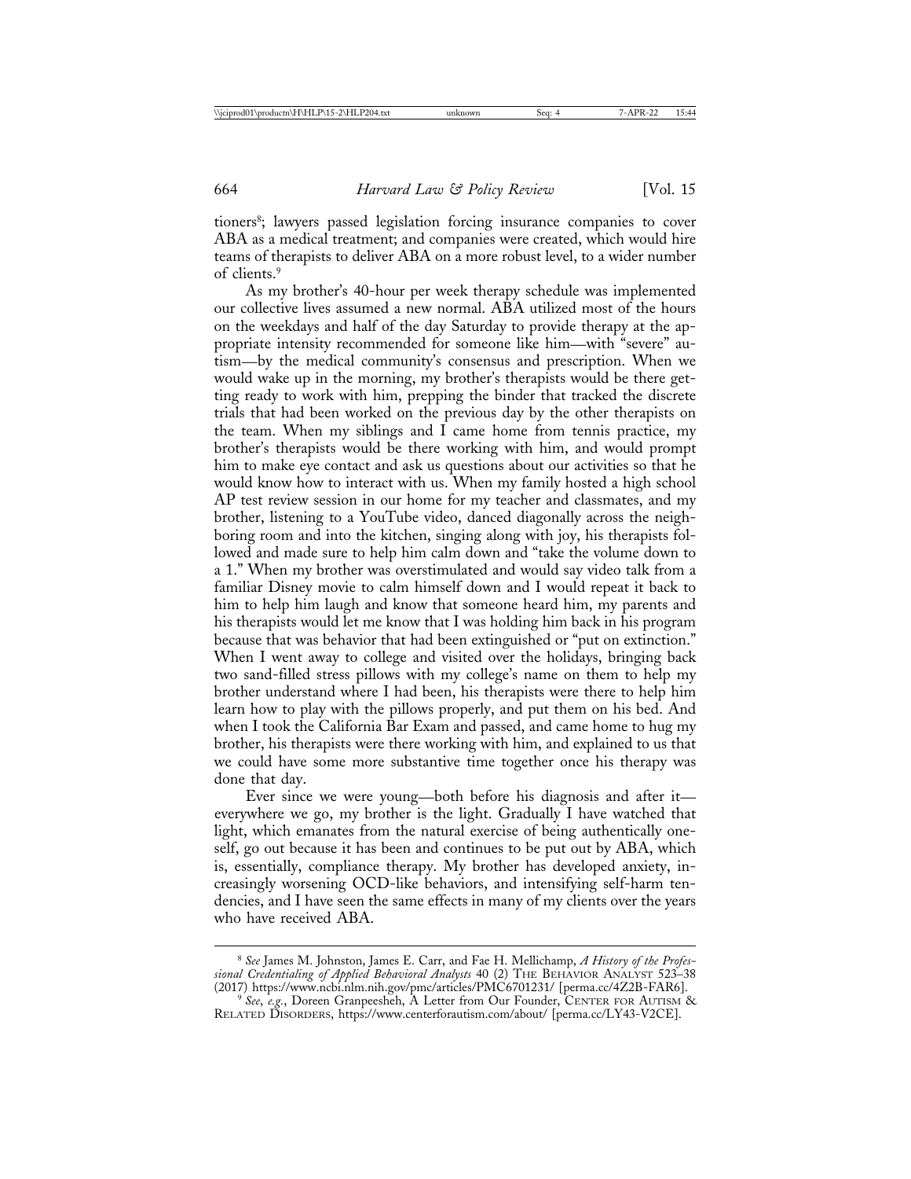tioners[8]; lawyers passed legislation forcing insurance companies to cover ABA as a medical treatment; and companies were created, which would hire teams of therapists to deliver ABA on a more robust level, to a wider number of clients.[9]

As my brother's 40-hour per week therapy schedule was implemented our collective lives assumed a new normal. ABA utilized most of the hours on the weekdays and half of the day Saturday to provide therapy at the appropriate intensity recommended for someone like him—with "severe" autism—by the medical community's consensus and prescription. When we would wake up in the morning, my brother's therapists would be there getting ready to work with him, prepping the binder that tracked the discrete trials that had been worked on the previous day by the other therapists on the team. When my siblings and I came home from tennis practice, my brother's therapists would be there working with him, and would prompt him to make eye contact and ask us questions about our activities so that he would know how to interact with us. When my family hosted a high school AP test review session in our home for my teacher and classmates, and my brother, listening to a YouTube video, danced diagonally across the neighboring room and into the kitchen, singing along with joy, his therapists followed and made sure to help him calm down and "take the volume down to a 1." When my brother was overstimulated and would say video talk from a familiar Disney movie to calm himself down and I would repeat it back to him to help him laugh and know that someone heard him, my parents and his therapists would let me know that I was holding him back in his program because that was behavior that had been extinguished or "put on extinction." When I went away to college and visited over the holidays, bringing back two sand-filled stress pillows with my college's name on them to help my brother understand where I had been, his therapists were there to help him learn how to play with the pillows properly, and put them on his bed. And when I took the California Bar Exam and passed, and came home to hug my brother, his therapists were there working with him, and explained to us that we could have some more substantive time together once his therapy was done that day.

Ever since we were young—both before his diagnosis and after it—everywhere we go, my brother is the light. Gradually I have watched that light, which emanates from the natural exercise of being authentically oneself, go out because it has been and continues to be put out by ABA, which is, essentially, compliance therapy. My brother has developed anxiety, increasingly worsening OCD-like behaviors, and intensifying self-harm tendencies, and I have seen the same effects in many of my clients over the years who have received ABA.

---

[8] *See* James M. Johnston, James E. Carr, and Fae H. Mellichamp, *A History of the Professional Credentialing of Applied Behavioral Analysts* 40 (2) THE BEHAVIOR ANALYST 523–38 (2017) https://www.ncbi.nlm.nih.gov/pmc/articles/PMC6701231/ [perma.cc/4Z2B-FAR6].

[9] *See*, *e.g.*, Doreen Granpeesheh, A Letter from Our Founder, CENTER FOR AUTISM & RELATED DISORDERS, https://www.centerforautism.com/about/ [perma.cc/LY43-V2CE].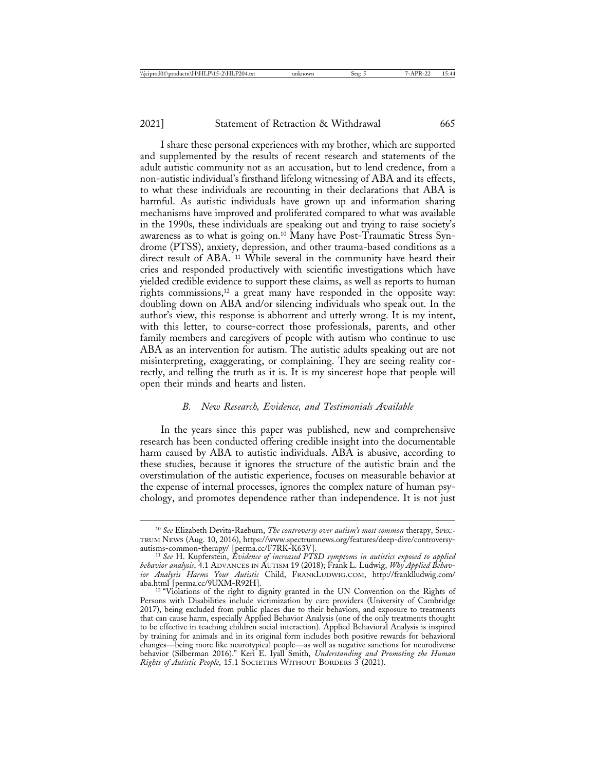I share these personal experiences with my brother, which are supported and supplemented by the results of recent research and statements of the adult autistic community not as an accusation, but to lend credence, from a non-autistic individual's firsthand lifelong witnessing of ABA and its effects, to what these individuals are recounting in their declarations that ABA is harmful. As autistic individuals have grown up and information sharing mechanisms have improved and proliferated compared to what was available in the 1990s, these individuals are speaking out and trying to raise society's awareness as to what is going on.[10] Many have Post-Traumatic Stress Syndrome (PTSS), anxiety, depression, and other trauma-based conditions as a direct result of ABA. [11] While several in the community have heard their cries and responded productively with scientific investigations which have yielded credible evidence to support these claims, as well as reports to human rights commissions,[12] a great many have responded in the opposite way: doubling down on ABA and/or silencing individuals who speak out. In the author's view, this response is abhorrent and utterly wrong. It is my intent, with this letter, to course-correct those professionals, parents, and other family members and caregivers of people with autism who continue to use ABA as an intervention for autism. The autistic adults speaking out are not misinterpreting, exaggerating, or complaining. They are seeing reality correctly, and telling the truth as it is. It is my sincerest hope that people will open their minds and hearts and listen.

### *B. New Research, Evidence, and Testimonials Available*

In the years since this paper was published, new and comprehensive research has been conducted offering credible insight into the documentable harm caused by ABA to autistic individuals. ABA is abusive, according to these studies, because it ignores the structure of the autistic brain and the overstimulation of the autistic experience, focuses on measurable behavior at the expense of internal processes, ignores the complex nature of human psychology, and promotes dependence rather than independence. It is not just

---

[10] *See* Elizabeth Devita-Raeburn, *The controversy over autism's most common* therapy, SPECTRUM NEWS (Aug. 10, 2016), https://www.spectrumnews.org/features/deep-dive/controversy-autisms-common-therapy/ [perma.cc/F7RK-K63V].

[11] *See* H. Kupferstein, *Evidence of increased PTSD symptoms in autistics exposed to applied behavior analysis*, 4.1 ADVANCES IN AUTISM 19 (2018); Frank L. Ludwig, *Why Applied Behavior Analysis Harms Your Autistic* Child, FRANKLUDWIG.COM, http://franklludwig.com/aba.html [perma.cc/9UXM-R92H].

[12] "Violations of the right to dignity granted in the UN Convention on the Rights of Persons with Disabilities include victimization by care providers (University of Cambridge 2017), being excluded from public places due to their behaviors, and exposure to treatments that can cause harm, especially Applied Behavior Analysis (one of the only treatments thought to be effective in teaching children social interaction). Applied Behavioral Analysis is inspired by training for animals and in its original form includes both positive rewards for behavioral changes—being more like neurotypical people—as well as negative sanctions for neurodiverse behavior (Silberman 2016)." Keri E. Iyall Smith, *Understanding and Promoting the Human Rights of Autistic People*, 15.1 SOCIETIES WITHOUT BORDERS 3 (2021).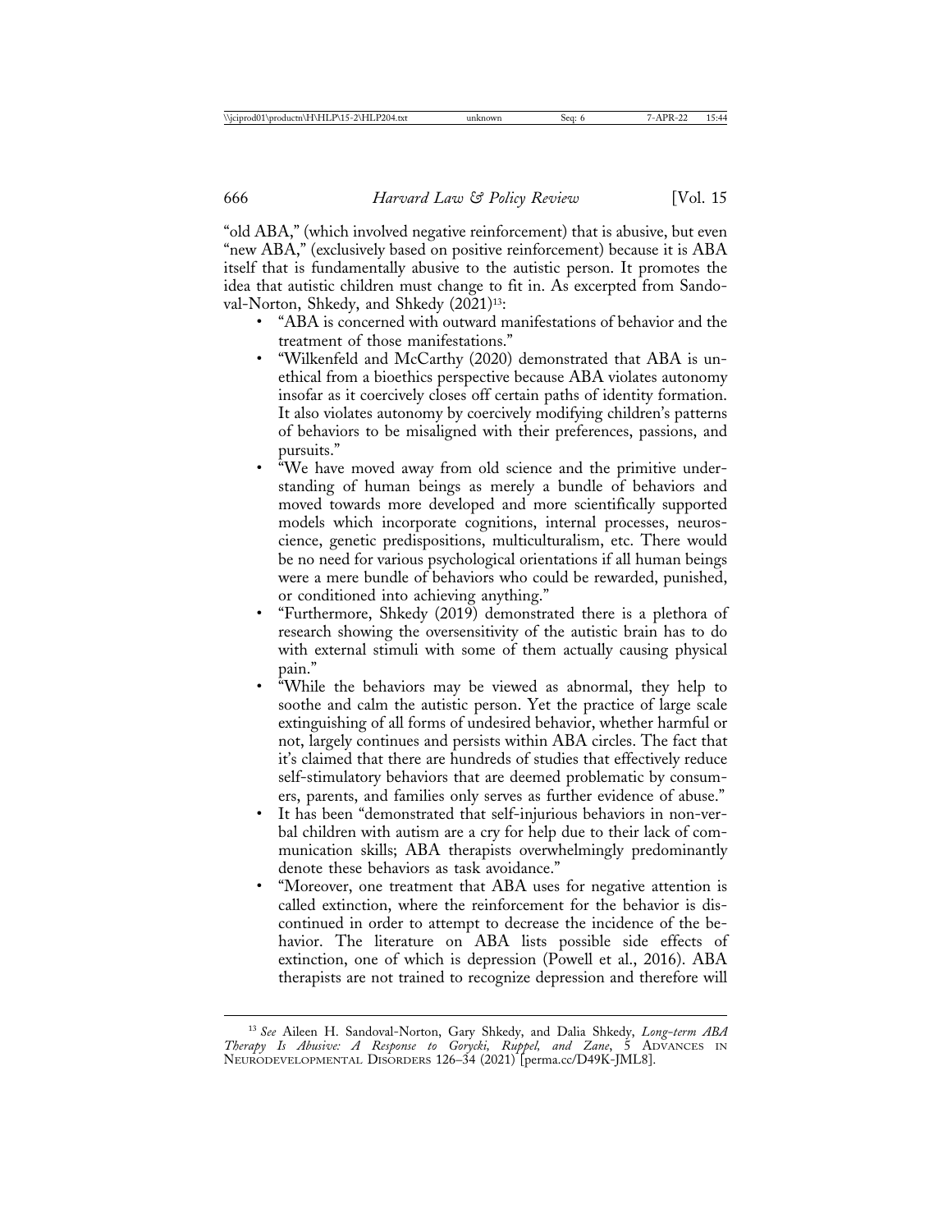"old ABA," (which involved negative reinforcement) that is abusive, but even "new ABA," (exclusively based on positive reinforcement) because it is ABA itself that is fundamentally abusive to the autistic person. It promotes the idea that autistic children must change to fit in. As excerpted from Sandoval-Norton, Shkedy, and Shkedy (2021)[13]:

- "ABA is concerned with outward manifestations of behavior and the treatment of those manifestations."
- "Wilkenfeld and McCarthy (2020) demonstrated that ABA is unethical from a bioethics perspective because ABA violates autonomy insofar as it coercively closes off certain paths of identity formation. It also violates autonomy by coercively modifying children's patterns of behaviors to be misaligned with their preferences, passions, and pursuits."
- "We have moved away from old science and the primitive understanding of human beings as merely a bundle of behaviors and moved towards more developed and more scientifically supported models which incorporate cognitions, internal processes, neuroscience, genetic predispositions, multiculturalism, etc. There would be no need for various psychological orientations if all human beings were a mere bundle of behaviors who could be rewarded, punished, or conditioned into achieving anything."
- "Furthermore, Shkedy (2019) demonstrated there is a plethora of research showing the oversensitivity of the autistic brain has to do with external stimuli with some of them actually causing physical pain."
- "While the behaviors may be viewed as abnormal, they help to soothe and calm the autistic person. Yet the practice of large scale extinguishing of all forms of undesired behavior, whether harmful or not, largely continues and persists within ABA circles. The fact that it's claimed that there are hundreds of studies that effectively reduce self-stimulatory behaviors that are deemed problematic by consumers, parents, and families only serves as further evidence of abuse."
- It has been "demonstrated that self-injurious behaviors in non-verbal children with autism are a cry for help due to their lack of communication skills; ABA therapists overwhelmingly predominantly denote these behaviors as task avoidance."
- "Moreover, one treatment that ABA uses for negative attention is called extinction, where the reinforcement for the behavior is discontinued in order to attempt to decrease the incidence of the behavior. The literature on ABA lists possible side effects of extinction, one of which is depression (Powell et al., 2016). ABA therapists are not trained to recognize depression and therefore will

---

[13] *See* Aileen H. Sandoval-Norton, Gary Shkedy, and Dalia Shkedy, *Long-term ABA Therapy Is Abusive: A Response to Gorycki, Ruppel, and Zane*, 5 ADVANCES IN NEURODEVELOPMENTAL DISORDERS 126–34 (2021) [perma.cc/D49K-JML8].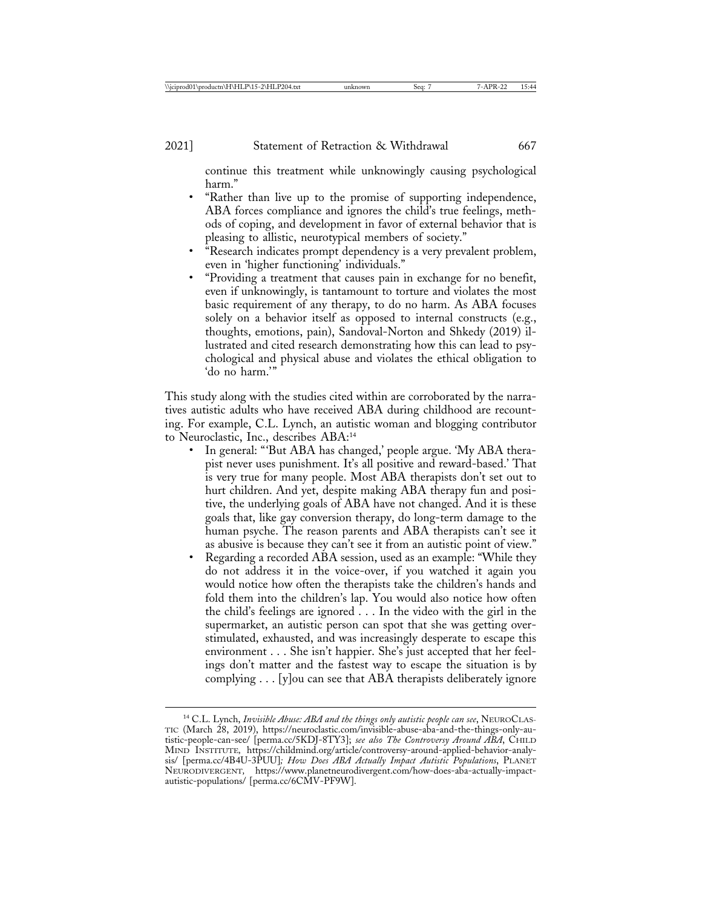continue this treatment while unknowingly causing psychological harm."

- "Rather than live up to the promise of supporting independence, ABA forces compliance and ignores the child's true feelings, methods of coping, and development in favor of external behavior that is pleasing to allistic, neurotypical members of society."
- "Research indicates prompt dependency is a very prevalent problem, even in 'higher functioning' individuals."
- "Providing a treatment that causes pain in exchange for no benefit, even if unknowingly, is tantamount to torture and violates the most basic requirement of any therapy, to do no harm. As ABA focuses solely on a behavior itself as opposed to internal constructs (e.g., thoughts, emotions, pain), Sandoval-Norton and Shkedy (2019) illustrated and cited research demonstrating how this can lead to psychological and physical abuse and violates the ethical obligation to 'do no harm.'"

This study along with the studies cited within are corroborated by the narratives autistic adults who have received ABA during childhood are recounting. For example, C.L. Lynch, an autistic woman and blogging contributor to Neuroclastic, Inc., describes ABA:[14]

- In general: "'But ABA has changed,' people argue. 'My ABA therapist never uses punishment. It's all positive and reward-based.' That is very true for many people. Most ABA therapists don't set out to hurt children. And yet, despite making ABA therapy fun and positive, the underlying goals of ABA have not changed. And it is these goals that, like gay conversion therapy, do long-term damage to the human psyche. The reason parents and ABA therapists can't see it as abusive is because they can't see it from an autistic point of view."
- Regarding a recorded ABA session, used as an example: "While they do not address it in the voice-over, if you watched it again you would notice how often the therapists take the children's hands and fold them into the children's lap. You would also notice how often the child's feelings are ignored . . . In the video with the girl in the supermarket, an autistic person can spot that she was getting overstimulated, exhausted, and was increasingly desperate to escape this environment . . . She isn't happier. She's just accepted that her feelings don't matter and the fastest way to escape the situation is by complying . . . [y]ou can see that ABA therapists deliberately ignore

---

[14] C.L. Lynch, *Invisible Abuse: ABA and the things only autistic people can see*, NEUROCLASTIC (March 28, 2019), https://neuroclastic.com/invisible-abuse-aba-and-the-things-only-autistic-people-can-see/ [perma.cc/5KDJ-8TY3]; *see also The Controversy Around ABA*, CHILD MIND INSTITUTE, https://childmind.org/article/controversy-around-applied-behavior-analysis/ [perma.cc/4B4U-3PUU]; *How Does ABA Actually Impact Autistic Populations*, PLANET NEURODIVERGENT, https://www.planetneurodivergent.com/how-does-aba-actually-impact-autistic-populations/ [perma.cc/6CMV-PF9W].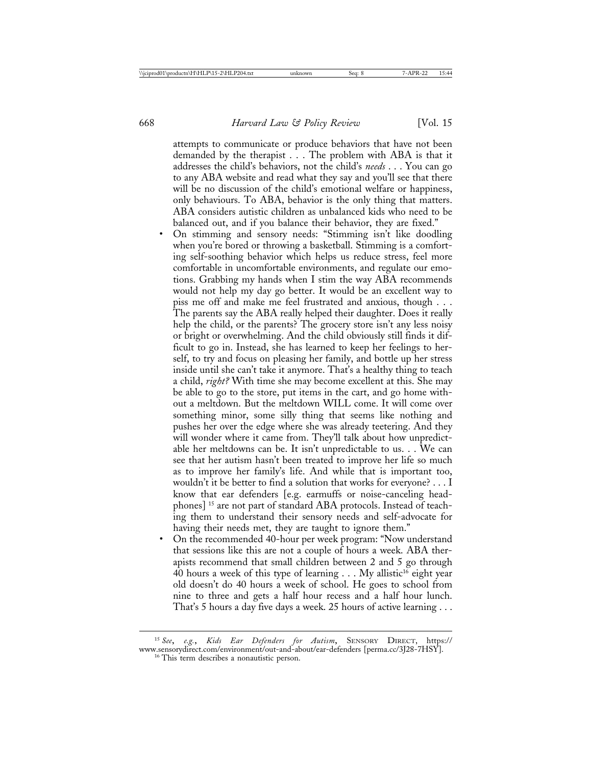attempts to communicate or produce behaviors that have not been demanded by the therapist . . . The problem with ABA is that it addresses the child's behaviors, not the child's *needs* . . . You can go to any ABA website and read what they say and you'll see that there will be no discussion of the child's emotional welfare or happiness, only behaviours. To ABA, behavior is the only thing that matters. ABA considers autistic children as unbalanced kids who need to be balanced out, and if you balance their behavior, they are fixed."

- On stimming and sensory needs: "Stimming isn't like doodling when you're bored or throwing a basketball. Stimming is a comforting self-soothing behavior which helps us reduce stress, feel more comfortable in uncomfortable environments, and regulate our emotions. Grabbing my hands when I stim the way ABA recommends would not help my day go better. It would be an excellent way to piss me off and make me feel frustrated and anxious, though . . . The parents say the ABA really helped their daughter. Does it really help the child, or the parents? The grocery store isn't any less noisy or bright or overwhelming. And the child obviously still finds it difficult to go in. Instead, she has learned to keep her feelings to herself, to try and focus on pleasing her family, and bottle up her stress inside until she can't take it anymore. That's a healthy thing to teach a child, *right?* With time she may become excellent at this. She may be able to go to the store, put items in the cart, and go home without a meltdown. But the meltdown WILL come. It will come over something minor, some silly thing that seems like nothing and pushes her over the edge where she was already teetering. And they will wonder where it came from. They'll talk about how unpredictable her meltdowns can be. It isn't unpredictable to us. . . We can see that her autism hasn't been treated to improve her life so much as to improve her family's life. And while that is important too, wouldn't it be better to find a solution that works for everyone? . . . I know that ear defenders [e.g. earmuffs or noise-canceling headphones] [15] are not part of standard ABA protocols. Instead of teaching them to understand their sensory needs and self-advocate for having their needs met, they are taught to ignore them."
- On the recommended 40-hour per week program: "Now understand that sessions like this are not a couple of hours a week. ABA therapists recommend that small children between 2 and 5 go through 40 hours a week of this type of learning . . . My allistic[16] eight year old doesn't do 40 hours a week of school. He goes to school from nine to three and gets a half hour recess and a half hour lunch. That's 5 hours a day five days a week. 25 hours of active learning . . .

---

[15] *See*, *e.g.*, *Kids Ear Defenders for Autism*, SENSORY DIRECT, https://www.sensorydirect.com/environment/out-and-about/ear-defenders [perma.cc/3J28-7HSY].

[16] This term describes a nonautistic person.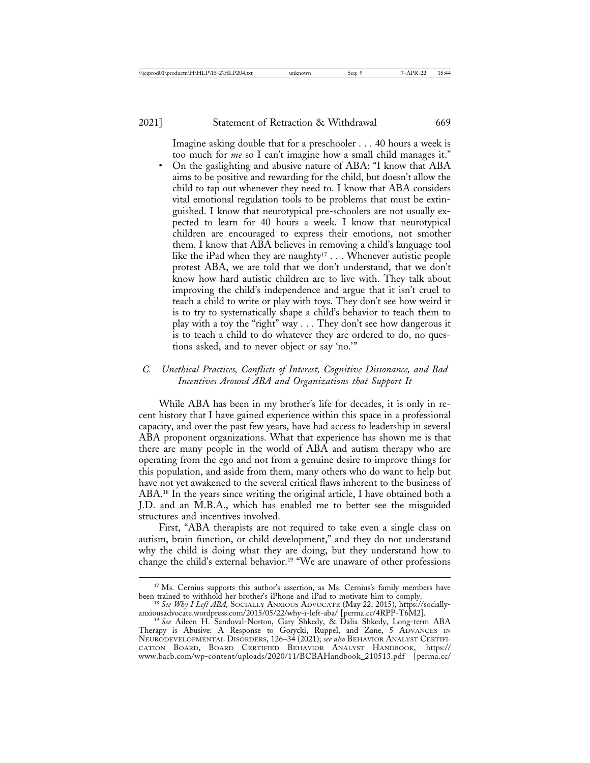Imagine asking double that for a preschooler . . . 40 hours a week is too much for *me* so I can't imagine how a small child manages it."

- On the gaslighting and abusive nature of ABA: "I know that ABA aims to be positive and rewarding for the child, but doesn't allow the child to tap out whenever they need to. I know that ABA considers vital emotional regulation tools to be problems that must be extinguished. I know that neurotypical pre-schoolers are not usually expected to learn for 40 hours a week. I know that neurotypical children are encouraged to express their emotions, not smother them. I know that ABA believes in removing a child's language tool like the iPad when they are naughty[17] . . . Whenever autistic people protest ABA, we are told that we don't understand, that we don't know how hard autistic children are to live with. They talk about improving the child's independence and argue that it isn't cruel to teach a child to write or play with toys. They don't see how weird it is to try to systematically shape a child's behavior to teach them to play with a toy the "right" way . . . They don't see how dangerous it is to teach a child to do whatever they are ordered to do, no questions asked, and to never object or say 'no.'"

### C. *Unethical Practices, Conflicts of Interest, Cognitive Dissonance, and Bad Incentives Around ABA and Organizations that Support It*

While ABA has been in my brother's life for decades, it is only in recent history that I have gained experience within this space in a professional capacity, and over the past few years, have had access to leadership in several ABA proponent organizations. What that experience has shown me is that there are many people in the world of ABA and autism therapy who are operating from the ego and not from a genuine desire to improve things for this population, and aside from them, many others who do want to help but have not yet awakened to the several critical flaws inherent to the business of ABA.[18] In the years since writing the original article, I have obtained both a J.D. and an M.B.A., which has enabled me to better see the misguided structures and incentives involved.

First, "ABA therapists are not required to take even a single class on autism, brain function, or child development," and they do not understand why the child is doing what they are doing, but they understand how to change the child's external behavior.[19] "We are unaware of other professions

---

[17] Ms. Cernius supports this author's assertion, as Ms. Cernius's family members have been trained to withhold her brother's iPhone and iPad to motivate him to comply.

[18] *See Why I Left ABA,* Socially Anxious Advocate (May 22, 2015), https://sociallyanxiousadvocate.wordpress.com/2015/05/22/why-i-left-aba/ [perma.cc/4RPP-T6M2].

[19] *See* Aileen H. Sandoval-Norton, Gary Shkedy, & Dalia Shkedy, Long-term ABA Therapy is Abusive: A Response to Gorycki, Ruppel, and Zane, 5 Advances in Neurodevelopmental Disorders, 126–34 (2021); *see also* Behavior Analyst Certification Board, Board Certified Behavior Analyst Handbook, https://www.bacb.com/wp-content/uploads/2020/11/BCBAHandbook_210513.pdf [perma.cc/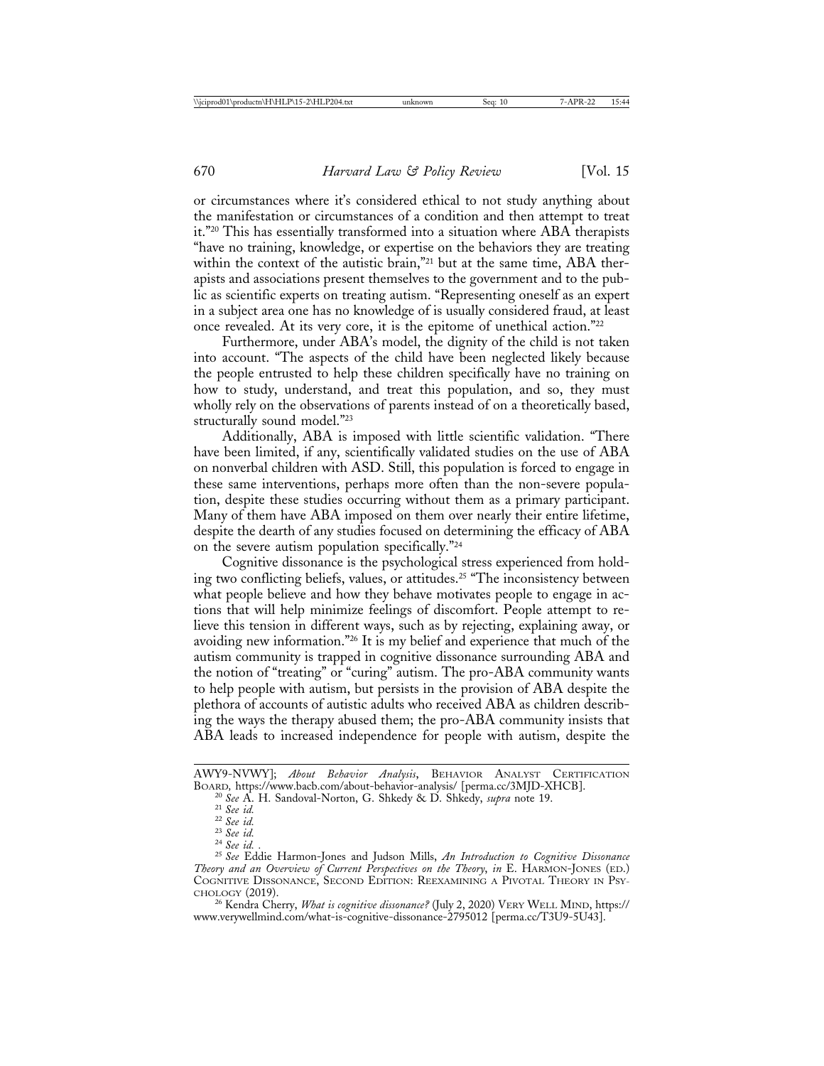or circumstances where it's considered ethical to not study anything about the manifestation or circumstances of a condition and then attempt to treat it."[20] This has essentially transformed into a situation where ABA therapists "have no training, knowledge, or expertise on the behaviors they are treating within the context of the autistic brain,"[21] but at the same time, ABA therapists and associations present themselves to the government and to the public as scientific experts on treating autism. "Representing oneself as an expert in a subject area one has no knowledge of is usually considered fraud, at least once revealed. At its very core, it is the epitome of unethical action."[22]

Furthermore, under ABA's model, the dignity of the child is not taken into account. "The aspects of the child have been neglected likely because the people entrusted to help these children specifically have no training on how to study, understand, and treat this population, and so, they must wholly rely on the observations of parents instead of on a theoretically based, structurally sound model."[23]

Additionally, ABA is imposed with little scientific validation. "There have been limited, if any, scientifically validated studies on the use of ABA on nonverbal children with ASD. Still, this population is forced to engage in these same interventions, perhaps more often than the non-severe population, despite these studies occurring without them as a primary participant. Many of them have ABA imposed on them over nearly their entire lifetime, despite the dearth of any studies focused on determining the efficacy of ABA on the severe autism population specifically."[24]

Cognitive dissonance is the psychological stress experienced from holding two conflicting beliefs, values, or attitudes.[25] "The inconsistency between what people believe and how they behave motivates people to engage in actions that will help minimize feelings of discomfort. People attempt to relieve this tension in different ways, such as by rejecting, explaining away, or avoiding new information."[26] It is my belief and experience that much of the autism community is trapped in cognitive dissonance surrounding ABA and the notion of "treating" or "curing" autism. The pro-ABA community wants to help people with autism, but persists in the provision of ABA despite the plethora of accounts of autistic adults who received ABA as children describing the ways the therapy abused them; the pro-ABA community insists that ABA leads to increased independence for people with autism, despite the

---

AWY9-NVWY]; *About Behavior Analysis*, BEHAVIOR ANALYST CERTIFICATION BOARD, https://www.bacb.com/about-behavior-analysis/ [perma.cc/3MJD-XHCB].

[20] *See* A. H. Sandoval-Norton, G. Shkedy & D. Shkedy, *supra* note 19.

[21] *See id.*

[22] *See id.*

[23] *See id.*

[24] *See id.* .

[25] *See* Eddie Harmon-Jones and Judson Mills, *An Introduction to Cognitive Dissonance Theory and an Overview of Current Perspectives on the Theory*, *in* E. HARMON-JONES (ED.) COGNITIVE DISSONANCE, SECOND EDITION: REEXAMINING A PIVOTAL THEORY IN PSYCHOLOGY (2019).

[26] Kendra Cherry, *What is cognitive dissonance?* (July 2, 2020) VERY WELL MIND, https://www.verywellmind.com/what-is-cognitive-dissonance-2795012 [perma.cc/T3U9-5U43].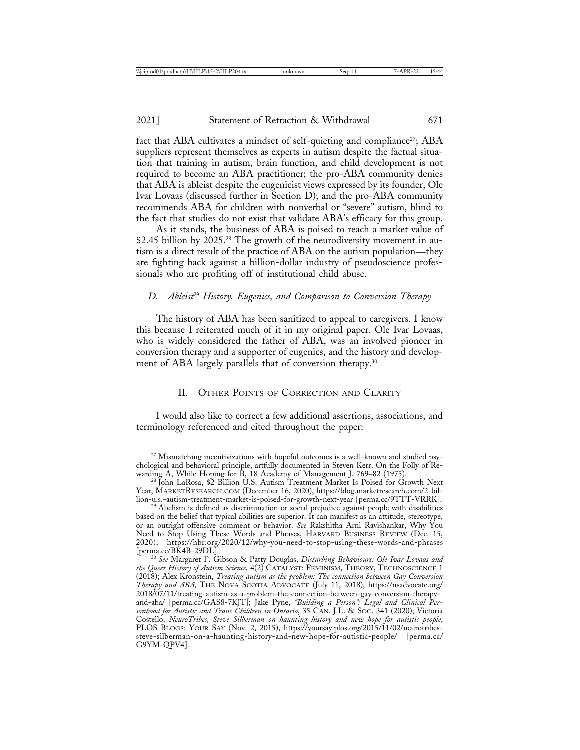fact that ABA cultivates a mindset of self-quieting and compliance[27]; ABA suppliers represent themselves as experts in autism despite the factual situation that training in autism, brain function, and child development is not required to become an ABA practitioner; the pro-ABA community denies that ABA is ableist despite the eugenicist views expressed by its founder, Ole Ivar Lovaas (discussed further in Section D); and the pro-ABA community recommends ABA for children with nonverbal or "severe" autism, blind to the fact that studies do not exist that validate ABA's efficacy for this group.

As it stands, the business of ABA is poised to reach a market value of $2.45 billion by 2025.[28] The growth of the neurodiversity movement in autism is a direct result of the practice of ABA on the autism population—they are fighting back against a billion-dollar industry of pseudoscience professionals who are profiting off of institutional child abuse.

### *D. Ableist[29] History, Eugenics, and Comparison to Conversion Therapy*

The history of ABA has been sanitized to appeal to caregivers. I know this because I reiterated much of it in my original paper. Ole Ivar Lovaas, who is widely considered the father of ABA, was an involved pioneer in conversion therapy and a supporter of eugenics, and the history and development of ABA largely parallels that of conversion therapy.[30]

## II. Other Points of Correction and Clarity

I would also like to correct a few additional assertions, associations, and terminology referenced and cited throughout the paper:

---

[27] Mismatching incentivizations with hopeful outcomes is a well-known and studied psychological and behavioral principle, artfully documented in Steven Kerr, On the Folly of Rewarding A, While Hoping for B, 18 Academy of Management J. 769–82 (1975).

[28] John LaRosa, $2 Billion U.S. Autism Treatment Market Is Poised for Growth Next Year, MarketResearch.com (December 16, 2020), https://blog.marketresearch.com/2-billion-u.s.-autism-treatment-market-is-poised-for-growth-next-year [perma.cc/9TTT-VRRK].

[29] Abelism is defined as discrimination or social prejudice against people with disabilities based on the belief that typical abilities are superior. It can manifest as an attitude, stereotype, or an outright offensive comment or behavior. *See* Rakshitha Arni Ravishankar, Why You Need to Stop Using These Words and Phrases, Harvard Business Review (Dec. 15, 2020), https://hbr.org/2020/12/why-you-need-to-stop-using-these-words-and-phrases [perma.cc/BK4B-29DL].

[30] *See* Margaret F. Gibson & Patty Douglas, *Disturbing Behaviours: Ole Ivar Lovaas and the Queer History of Autism Science,* 4(2) Catalyst: Feminism, Theory, Technoscience 1 (2018); Alex Kronstein, *Treating autism as the problem: The connection between Gay Conversion Therapy and ABA,* The Nova Scotia Advocate (July 11, 2018), https://nsadvocate.org/2018/07/11/treating-autism-as-a-problem-the-connection-between-gay-conversion-therapy-and-aba/ [perma.cc/GAS8-7KJT]; Jake Pyne, *"Building a Person": Legal and Clinical Personhood for Autistic and Trans Children in Ontario*, 35 Can. J.L. & Soc. 341 (2020); Victoria Costello, *NeuroTribes, Steve Silberman on haunting history and new hope for autistic people*, PLOS Blogs: Your Say (Nov. 2, 2015), https://yoursay.plos.org/2015/11/02/neurotribes-steve-silberman-on-a-haunting-history-and-new-hope-for-autistic-people/ [perma.cc/G9YM-QPV4].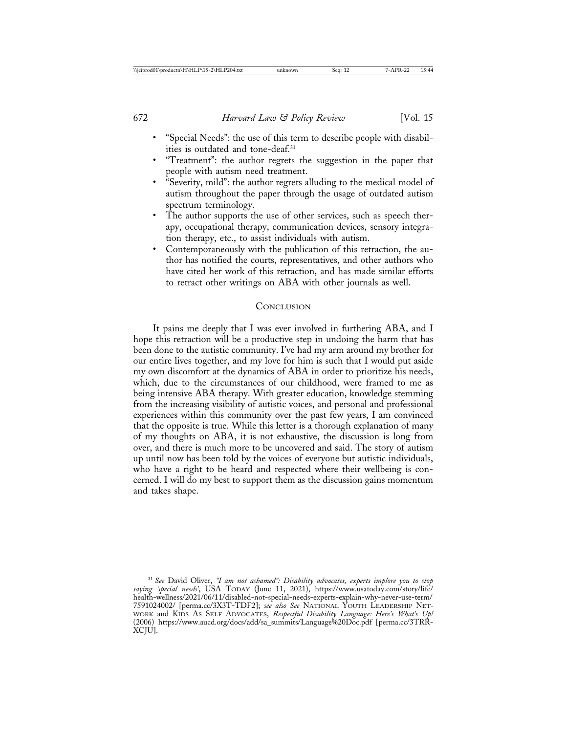- "Special Needs": the use of this term to describe people with disabilities is outdated and tone-deaf.[31]
- "Treatment": the author regrets the suggestion in the paper that people with autism need treatment.
- "Severity, mild": the author regrets alluding to the medical model of autism throughout the paper through the usage of outdated autism spectrum terminology.
- The author supports the use of other services, such as speech therapy, occupational therapy, communication devices, sensory integration therapy, etc., to assist individuals with autism.
- Contemporaneously with the publication of this retraction, the author has notified the courts, representatives, and other authors who have cited her work of this retraction, and has made similar efforts to retract other writings on ABA with other journals as well.

## CONCLUSION

It pains me deeply that I was ever involved in furthering ABA, and I hope this retraction will be a productive step in undoing the harm that has been done to the autistic community. I've had my arm around my brother for our entire lives together, and my love for him is such that I would put aside my own discomfort at the dynamics of ABA in order to prioritize his needs, which, due to the circumstances of our childhood, were framed to me as being intensive ABA therapy. With greater education, knowledge stemming from the increasing visibility of autistic voices, and personal and professional experiences within this community over the past few years, I am convinced that the opposite is true. While this letter is a thorough explanation of many of my thoughts on ABA, it is not exhaustive, the discussion is long from over, and there is much more to be uncovered and said. The story of autism up until now has been told by the voices of everyone but autistic individuals, who have a right to be heard and respected where their wellbeing is concerned. I will do my best to support them as the discussion gains momentum and takes shape.

---

[31] *See* David Oliver, *"I am not ashamed": Disability advocates, experts implore you to stop saying 'special needs'*, USA TODAY (June 11, 2021), https://www.usatoday.com/story/life/health-wellness/2021/06/11/disabled-not-special-needs-experts-explain-why-never-use-term/7591024002/ [perma.cc/3X3T-TDF2]; *see also See* NATIONAL YOUTH LEADERSHIP NETWORK and KIDS AS SELF ADVOCATES, *Respectful Disability Language: Here's What's Up!* (2006) https://www.aucd.org/docs/add/sa_summits/Language%20Doc.pdf [perma.cc/3TRR-XCJU].